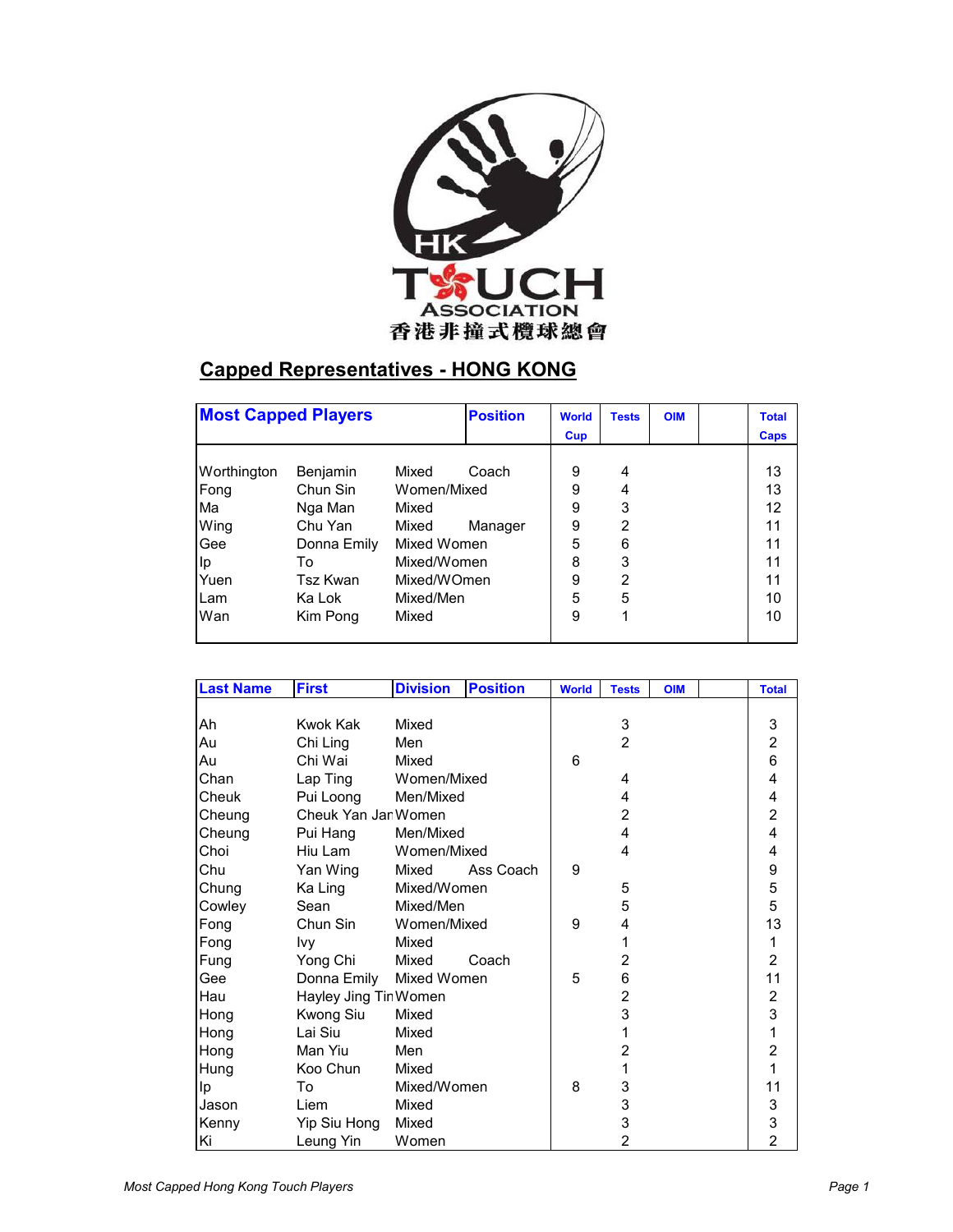HK TOUCH ASSOCIATION

香港非撞式欖球總會

## Capped Representatives - HONG KONG

| Most Capped Players | | | Position | World Cup | Tests | OIM | | Total Caps |
|---|---|---|---|---|---|---|---|---|
| Worthington | Benjamin | Mixed | Coach | 9 | 4 | | | 13 |
| Fong | Chun Sin | Women/Mixed | | 9 | 4 | | | 13 |
| Ma | Nga Man | Mixed | | 9 | 3 | | | 12 |
| Wing | Chu Yan | Mixed | Manager | 9 | 2 | | | 11 |
| Gee | Donna Emily | Mixed Women | | 5 | 6 | | | 11 |
| Ip | To | Mixed/Women | | 8 | 3 | | | 11 |
| Yuen | Tsz Kwan | Mixed/WOmen | | 9 | 2 | | | 11 |
| Lam | Ka Lok | Mixed/Men | | 5 | 5 | | | 10 |
| Wan | Kim Pong | Mixed | | 9 | 1 | | | 10 |

| Last Name | First | Division | Position | World | Tests | OIM | | Total |
|---|---|---|---|---|---|---|---|---|
| Ah | Kwok Kak | Mixed | | | 3 | | | 3 |
| Au | Chi Ling | Men | | | 2 | | | 2 |
| Au | Chi Wai | Mixed | | 6 | | | | 6 |
| Chan | Lap Ting | Women/Mixed | | | 4 | | | 4 |
| Cheuk | Pui Loong | Men/Mixed | | | 4 | | | 4 |
| Cheung | Cheuk Yan Jan | Women | | | 2 | | | 2 |
| Cheung | Pui Hang | Men/Mixed | | | 4 | | | 4 |
| Choi | Hiu Lam | Women/Mixed | | | 4 | | | 4 |
| Chu | Yan Wing | Mixed | Ass Coach | 9 | | | | 9 |
| Chung | Ka Ling | Mixed/Women | | | 5 | | | 5 |
| Cowley | Sean | Mixed/Men | | | 5 | | | 5 |
| Fong | Chun Sin | Women/Mixed | | 9 | 4 | | | 13 |
| Fong | Ivy | Mixed | | | 1 | | | 1 |
| Fung | Yong Chi | Mixed | Coach | | 2 | | | 2 |
| Gee | Donna Emily | Mixed Women | | 5 | 6 | | | 11 |
| Hau | Hayley Jing Tin | Women | | | 2 | | | 2 |
| Hong | Kwong Siu | Mixed | | | 3 | | | 3 |
| Hong | Lai Siu | Mixed | | | 1 | | | 1 |
| Hong | Man Yiu | Men | | | 2 | | | 2 |
| Hung | Koo Chun | Mixed | | | 1 | | | 1 |
| Ip | To | Mixed/Women | | 8 | 3 | | | 11 |
| Jason | Liem | Mixed | | | 3 | | | 3 |
| Kenny | Yip Siu Hong | Mixed | | | 3 | | | 3 |
| Ki | Leung Yin | Women | | | 2 | | | 2 |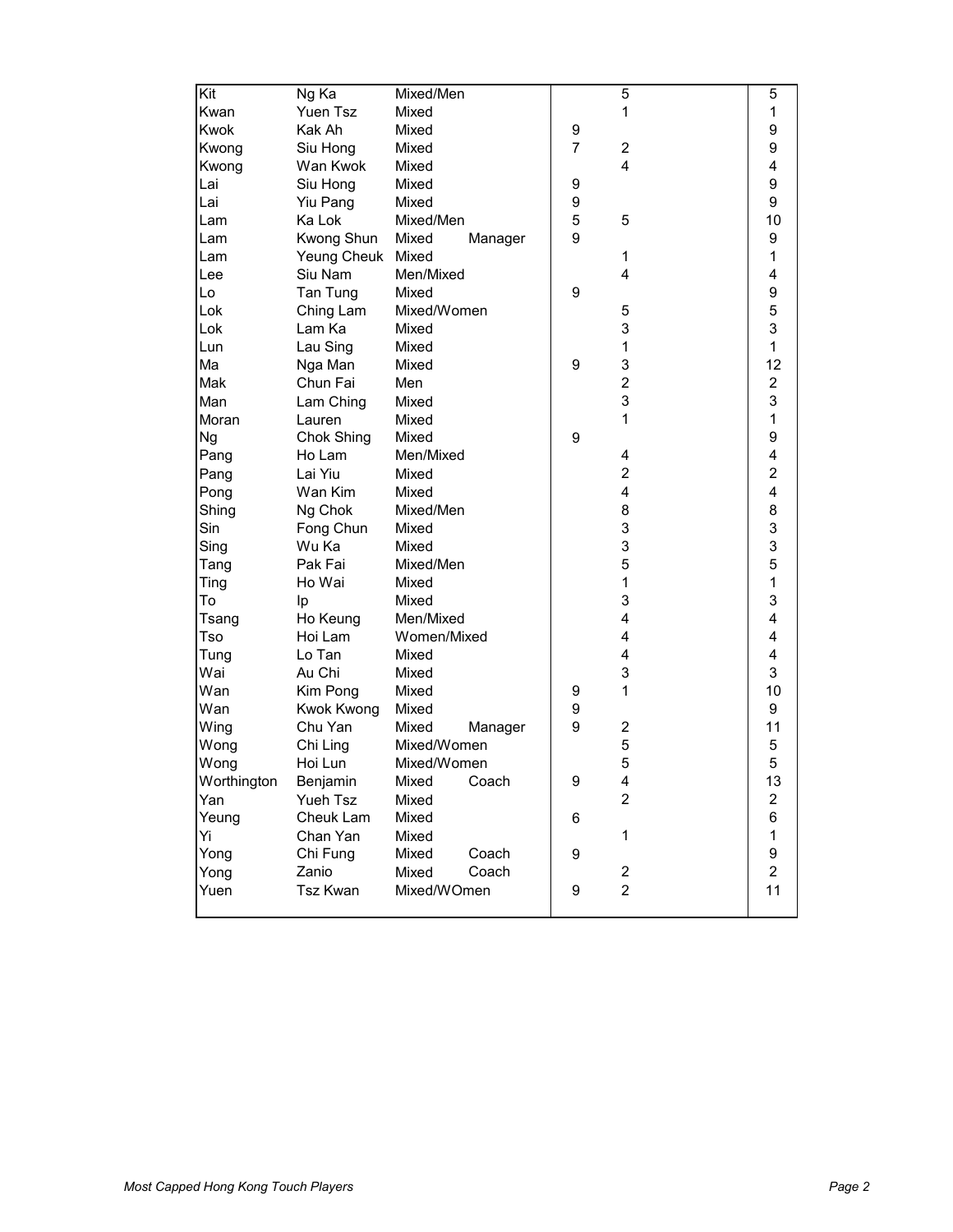| | | | | | | |
|---|---|---|---|---|---|---|
| Kit | Ng Ka | Mixed/Men | | | 5 | 5 |
| Kwan | Yuen Tsz | Mixed | | | 1 | 1 |
| Kwok | Kak Ah | Mixed | | 9 | | 9 |
| Kwong | Siu Hong | Mixed | | 7 | 2 | 9 |
| Kwong | Wan Kwok | Mixed | | | 4 | 4 |
| Lai | Siu Hong | Mixed | | 9 | | 9 |
| Lai | Yiu Pang | Mixed | | 9 | | 9 |
| Lam | Ka Lok | Mixed/Men | | 5 | 5 | 10 |
| Lam | Kwong Shun | Mixed | Manager | 9 | | 9 |
| Lam | Yeung Cheuk | Mixed | | | 1 | 1 |
| Lee | Siu Nam | Men/Mixed | | | 4 | 4 |
| Lo | Tan Tung | Mixed | | 9 | | 9 |
| Lok | Ching Lam | Mixed/Women | | | 5 | 5 |
| Lok | Lam Ka | Mixed | | | 3 | 3 |
| Lun | Lau Sing | Mixed | | | 1 | 1 |
| Ma | Nga Man | Mixed | | 9 | 3 | 12 |
| Mak | Chun Fai | Men | | | 2 | 2 |
| Man | Lam Ching | Mixed | | | 3 | 3 |
| Moran | Lauren | Mixed | | | 1 | 1 |
| Ng | Chok Shing | Mixed | | 9 | | 9 |
| Pang | Ho Lam | Men/Mixed | | | 4 | 4 |
| Pang | Lai Yiu | Mixed | | | 2 | 2 |
| Pong | Wan Kim | Mixed | | | 4 | 4 |
| Shing | Ng Chok | Mixed/Men | | | 8 | 8 |
| Sin | Fong Chun | Mixed | | | 3 | 3 |
| Sing | Wu Ka | Mixed | | | 3 | 3 |
| Tang | Pak Fai | Mixed/Men | | | 5 | 5 |
| Ting | Ho Wai | Mixed | | | 1 | 1 |
| To | Ip | Mixed | | | 3 | 3 |
| Tsang | Ho Keung | Men/Mixed | | | 4 | 4 |
| Tso | Hoi Lam | Women/Mixed | | | 4 | 4 |
| Tung | Lo Tan | Mixed | | | 4 | 4 |
| Wai | Au Chi | Mixed | | | 3 | 3 |
| Wan | Kim Pong | Mixed | | 9 | 1 | 10 |
| Wan | Kwok Kwong | Mixed | | 9 | | 9 |
| Wing | Chu Yan | Mixed | Manager | 9 | 2 | 11 |
| Wong | Chi Ling | Mixed/Women | | | 5 | 5 |
| Wong | Hoi Lun | Mixed/Women | | | 5 | 5 |
| Worthington | Benjamin | Mixed | Coach | 9 | 4 | 13 |
| Yan | Yueh Tsz | Mixed | | | 2 | 2 |
| Yeung | Cheuk Lam | Mixed | | 6 | | 6 |
| Yi | Chan Yan | Mixed | | | 1 | 1 |
| Yong | Chi Fung | Mixed | Coach | 9 | | 9 |
| Yong | Zanio | Mixed | Coach | | 2 | 2 |
| Yuen | Tsz Kwan | Mixed/WOmen | | 9 | 2 | 11 |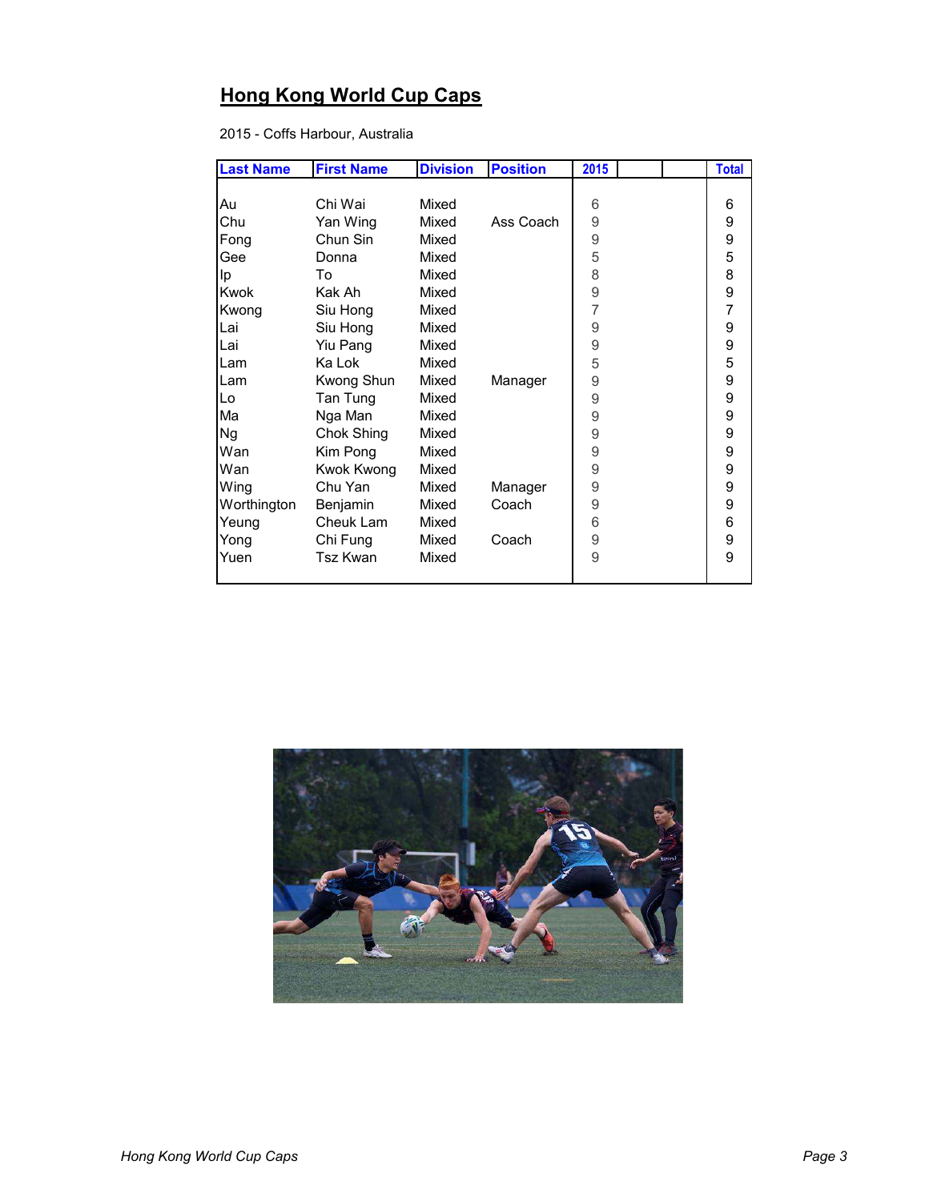## Hong Kong World Cup Caps

2015 - Coffs Harbour, Australia

| Last Name | First Name | Division | Position | 2015 | | | Total |
|---|---|---|---|---|---|---|---|
| Au | Chi Wai | Mixed | | 6 | | | 6 |
| Chu | Yan Wing | Mixed | Ass Coach | 9 | | | 9 |
| Fong | Chun Sin | Mixed | | 9 | | | 9 |
| Gee | Donna | Mixed | | 5 | | | 5 |
| Ip | To | Mixed | | 8 | | | 8 |
| Kwok | Kak Ah | Mixed | | 9 | | | 9 |
| Kwong | Siu Hong | Mixed | | 7 | | | 7 |
| Lai | Siu Hong | Mixed | | 9 | | | 9 |
| Lai | Yiu Pang | Mixed | | 9 | | | 9 |
| Lam | Ka Lok | Mixed | | 5 | | | 5 |
| Lam | Kwong Shun | Mixed | Manager | 9 | | | 9 |
| Lo | Tan Tung | Mixed | | 9 | | | 9 |
| Ma | Nga Man | Mixed | | 9 | | | 9 |
| Ng | Chok Shing | Mixed | | 9 | | | 9 |
| Wan | Kim Pong | Mixed | | 9 | | | 9 |
| Wan | Kwok Kwong | Mixed | | 9 | | | 9 |
| Wing | Chu Yan | Mixed | Manager | 9 | | | 9 |
| Worthington | Benjamin | Mixed | Coach | 9 | | | 9 |
| Yeung | Cheuk Lam | Mixed | | 6 | | | 6 |
| Yong | Chi Fung | Mixed | Coach | 9 | | | 9 |
| Yuen | Tsz Kwan | Mixed | | 9 | | | 9 |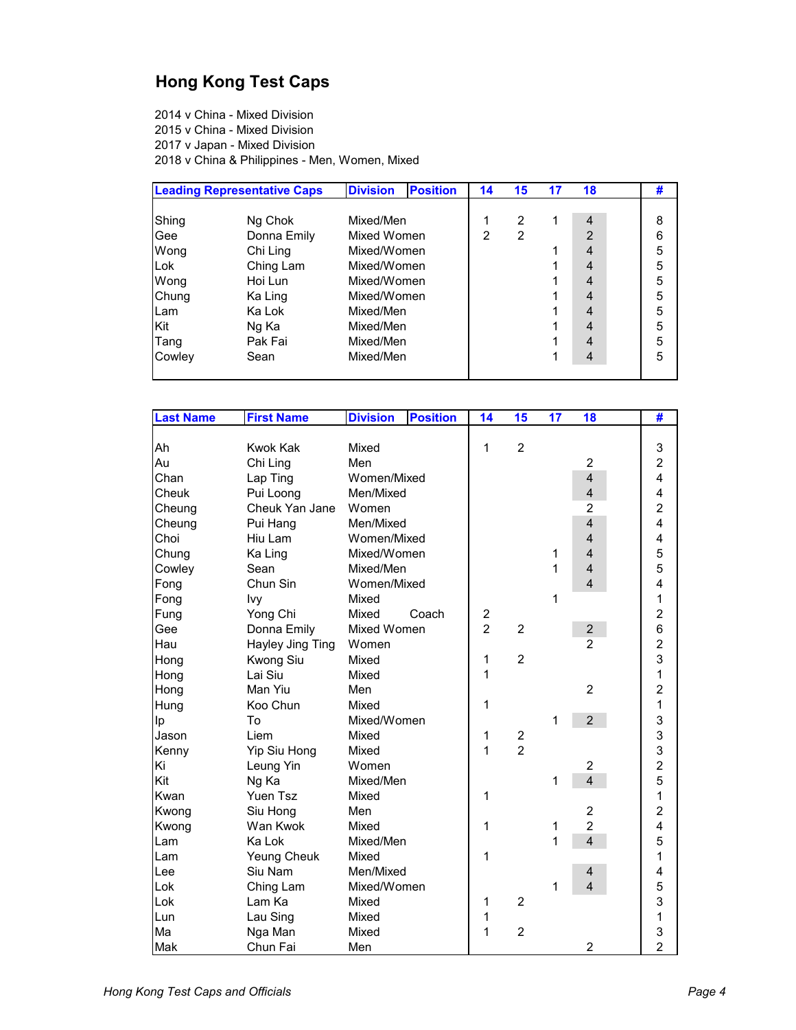## Hong Kong Test Caps

2014 v China - Mixed Division
2015 v China - Mixed Division
2017 v Japan - Mixed Division
2018 v China & Philippines - Men, Women, Mixed

| Leading Representative Caps | | Division | Position | 14 | 15 | 17 | 18 | # |
|---|---|---|---|---|---|---|---|---|
| Shing | Ng Chok | Mixed/Men | | 1 | 2 | 1 | 4 | 8 |
| Gee | Donna Emily | Mixed Women | | 2 | 2 | | 2 | 6 |
| Wong | Chi Ling | Mixed/Women | | | | 1 | 4 | 5 |
| Lok | Ching Lam | Mixed/Women | | | | 1 | 4 | 5 |
| Wong | Hoi Lun | Mixed/Women | | | | 1 | 4 | 5 |
| Chung | Ka Ling | Mixed/Women | | | | 1 | 4 | 5 |
| Lam | Ka Lok | Mixed/Men | | | | 1 | 4 | 5 |
| Kit | Ng Ka | Mixed/Men | | | | 1 | 4 | 5 |
| Tang | Pak Fai | Mixed/Men | | | | 1 | 4 | 5 |
| Cowley | Sean | Mixed/Men | | | | 1 | 4 | 5 |

| Last Name | First Name | Division | Position | 14 | 15 | 17 | 18 | # |
|---|---|---|---|---|---|---|---|---|
| Ah | Kwok Kak | Mixed | | 1 | 2 | | | 3 |
| Au | Chi Ling | Men | | | | | 2 | 2 |
| Chan | Lap Ting | Women/Mixed | | | | | 4 | 4 |
| Cheuk | Pui Loong | Men/Mixed | | | | | 4 | 4 |
| Cheung | Cheuk Yan Jane | Women | | | | | 2 | 2 |
| Cheung | Pui Hang | Men/Mixed | | | | | 4 | 4 |
| Choi | Hiu Lam | Women/Mixed | | | | | 4 | 4 |
| Chung | Ka Ling | Mixed/Women | | | | 1 | 4 | 5 |
| Cowley | Sean | Mixed/Men | | | | 1 | 4 | 5 |
| Fong | Chun Sin | Women/Mixed | | | | | 4 | 4 |
| Fong | Ivy | Mixed | | | | 1 | | 1 |
| Fung | Yong Chi | Mixed | Coach | 2 | | | | 2 |
| Gee | Donna Emily | Mixed Women | | 2 | 2 | | 2 | 6 |
| Hau | Hayley Jing Ting | Women | | | | | 2 | 2 |
| Hong | Kwong Siu | Mixed | | 1 | 2 | | | 3 |
| Hong | Lai Siu | Mixed | | 1 | | | | 1 |
| Hong | Man Yiu | Men | | | | | 2 | 2 |
| Hung | Koo Chun | Mixed | | 1 | | | | 1 |
| Ip | To | Mixed/Women | | | | 1 | 2 | 3 |
| Jason | Liem | Mixed | | 1 | 2 | | | 3 |
| Kenny | Yip Siu Hong | Mixed | | 1 | 2 | | | 3 |
| Ki | Leung Yin | Women | | | | | 2 | 2 |
| Kit | Ng Ka | Mixed/Men | | | | 1 | 4 | 5 |
| Kwan | Yuen Tsz | Mixed | | 1 | | | | 1 |
| Kwong | Siu Hong | Men | | | | | 2 | 2 |
| Kwong | Wan Kwok | Mixed | | 1 | | 1 | 2 | 4 |
| Lam | Ka Lok | Mixed/Men | | | | 1 | 4 | 5 |
| Lam | Yeung Cheuk | Mixed | | 1 | | | | 1 |
| Lee | Siu Nam | Men/Mixed | | | | | 4 | 4 |
| Lok | Ching Lam | Mixed/Women | | | | 1 | 4 | 5 |
| Lok | Lam Ka | Mixed | | 1 | 2 | | | 3 |
| Lun | Lau Sing | Mixed | | 1 | | | | 1 |
| Ma | Nga Man | Mixed | | 1 | 2 | | | 3 |
| Mak | Chun Fai | Men | | | | | 2 | 2 |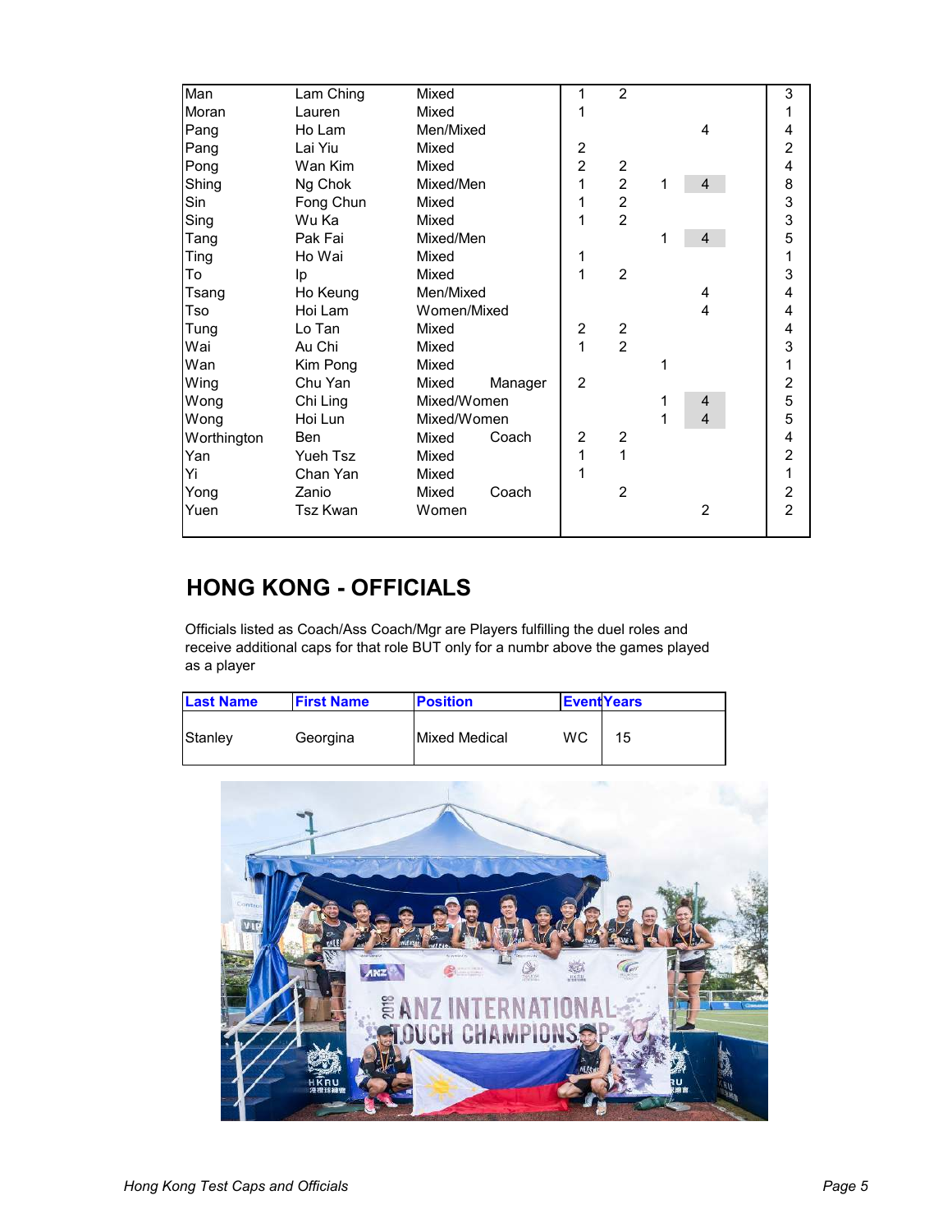| | | | | | | | | |
|---|---|---|---|---|---|---|---|---|
| Man | Lam Ching | Mixed | | 1 | 2 | | | 3 |
| Moran | Lauren | Mixed | | 1 | | | | 1 |
| Pang | Ho Lam | Men/Mixed | | | | | 4 | 4 |
| Pang | Lai Yiu | Mixed | | 2 | | | | 2 |
| Pong | Wan Kim | Mixed | | 2 | 2 | | | 4 |
| Shing | Ng Chok | Mixed/Men | | 1 | 2 | 1 | 4 | 8 |
| Sin | Fong Chun | Mixed | | 1 | 2 | | | 3 |
| Sing | Wu Ka | Mixed | | 1 | 2 | | | 3 |
| Tang | Pak Fai | Mixed/Men | | | | 1 | 4 | 5 |
| Ting | Ho Wai | Mixed | | 1 | | | | 1 |
| To | Ip | Mixed | | 1 | 2 | | | 3 |
| Tsang | Ho Keung | Men/Mixed | | | | | 4 | 4 |
| Tso | Hoi Lam | Women/Mixed | | | | | 4 | 4 |
| Tung | Lo Tan | Mixed | | 2 | 2 | | | 4 |
| Wai | Au Chi | Mixed | | 1 | 2 | | | 3 |
| Wan | Kim Pong | Mixed | | | | 1 | | 1 |
| Wing | Chu Yan | Mixed | Manager | 2 | | | | 2 |
| Wong | Chi Ling | Mixed/Women | | | | 1 | 4 | 5 |
| Wong | Hoi Lun | Mixed/Women | | | | 1 | 4 | 5 |
| Worthington | Ben | Mixed | Coach | 2 | 2 | | | 4 |
| Yan | Yueh Tsz | Mixed | | 1 | 1 | | | 2 |
| Yi | Chan Yan | Mixed | | 1 | | | | 1 |
| Yong | Zanio | Mixed | Coach | | 2 | | | 2 |
| Yuen | Tsz Kwan | Women | | | | | 2 | 2 |

## HONG KONG - OFFICIALS

Officials listed as Coach/Ass Coach/Mgr are Players fulfilling the duel roles and receive additional caps for that role BUT only for a numbr above the games played as a player

| Last Name | First Name | Position | Event | Years |
|---|---|---|---|---|
| Stanley | Georgina | Mixed Medical | WC | 15 |